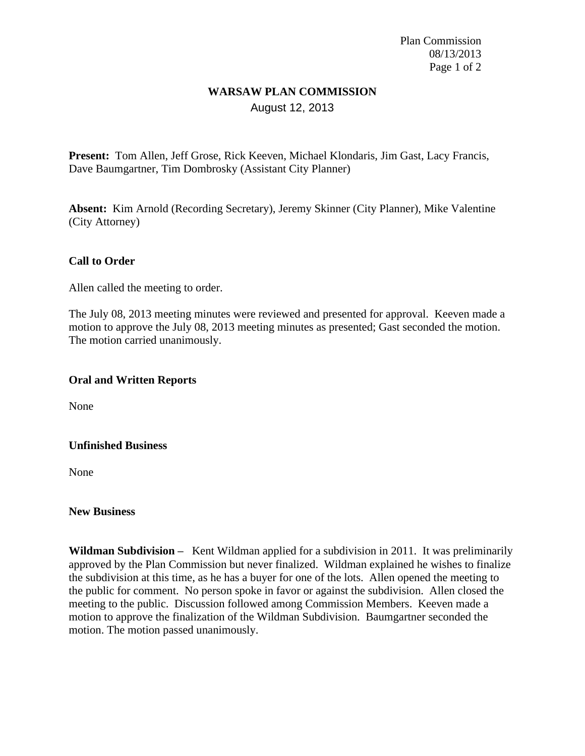# WARSAW PLAN COMMISSION

August 12, 2013

**Present:** Tom Allen, Jeff Grose, Rick Keeven, Michael Klondaris, Jim Gast, Lacy Francis, Dave Baumgartner, Tim Dombrosky (Assistant City Planner)

**Absent:** Kim Arnold (Recording Secretary), Jeremy Skinner (City Planner), Mike Valentine (City Attorney)

**Call to Order**

Allen called the meeting to order.

The July 08, 2013 meeting minutes were reviewed and presented for approval. Keeven made a motion to approve the July 08, 2013 meeting minutes as presented; Gast seconded the motion. The motion carried unanimously.

**Oral and Written Reports**

None

**Unfinished Business**

None

**New Business**

**Wildman Subdivision –** Kent Wildman applied for a subdivision in 2011. It was preliminarily approved by the Plan Commission but never finalized. Wildman explained he wishes to finalize the subdivision at this time, as he has a buyer for one of the lots. Allen opened the meeting to the public for comment. No person spoke in favor or against the subdivision. Allen closed the meeting to the public. Discussion followed among Commission Members. Keeven made a motion to approve the finalization of the Wildman Subdivision. Baumgartner seconded the motion. The motion passed unanimously.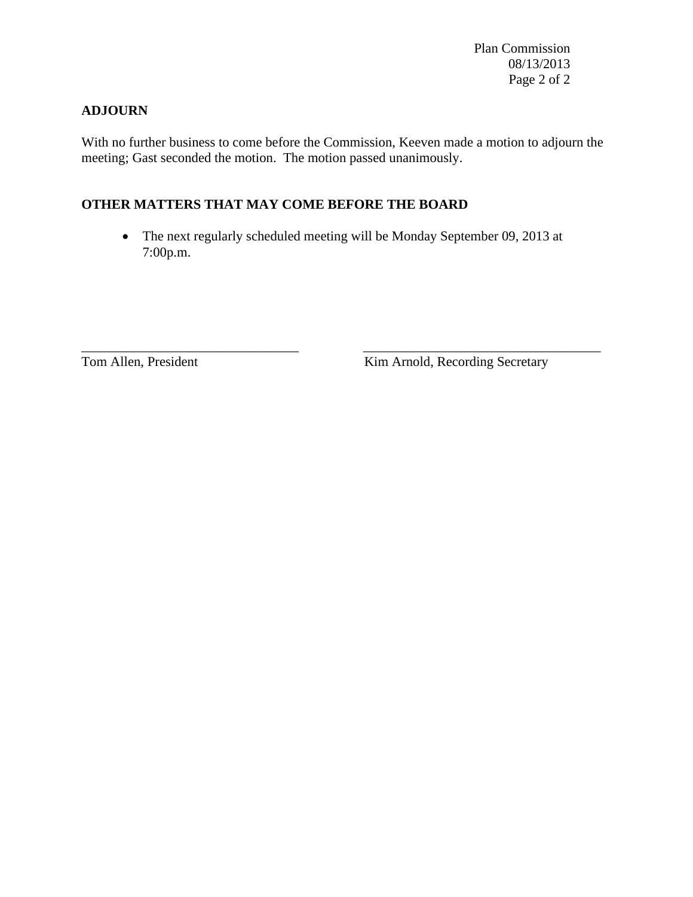**ADJOURN**

With no further business to come before the Commission, Keeven made a motion to adjourn the meeting; Gast seconded the motion. The motion passed unanimously.

**OTHER MATTERS THAT MAY COME BEFORE THE BOARD**

- The next regularly scheduled meeting will be Monday September 09, 2013 at 7:00p.m.

| | |
|---|---|
| _______________________________ | _______________________________ |
| Tom Allen, President | Kim Arnold, Recording Secretary |